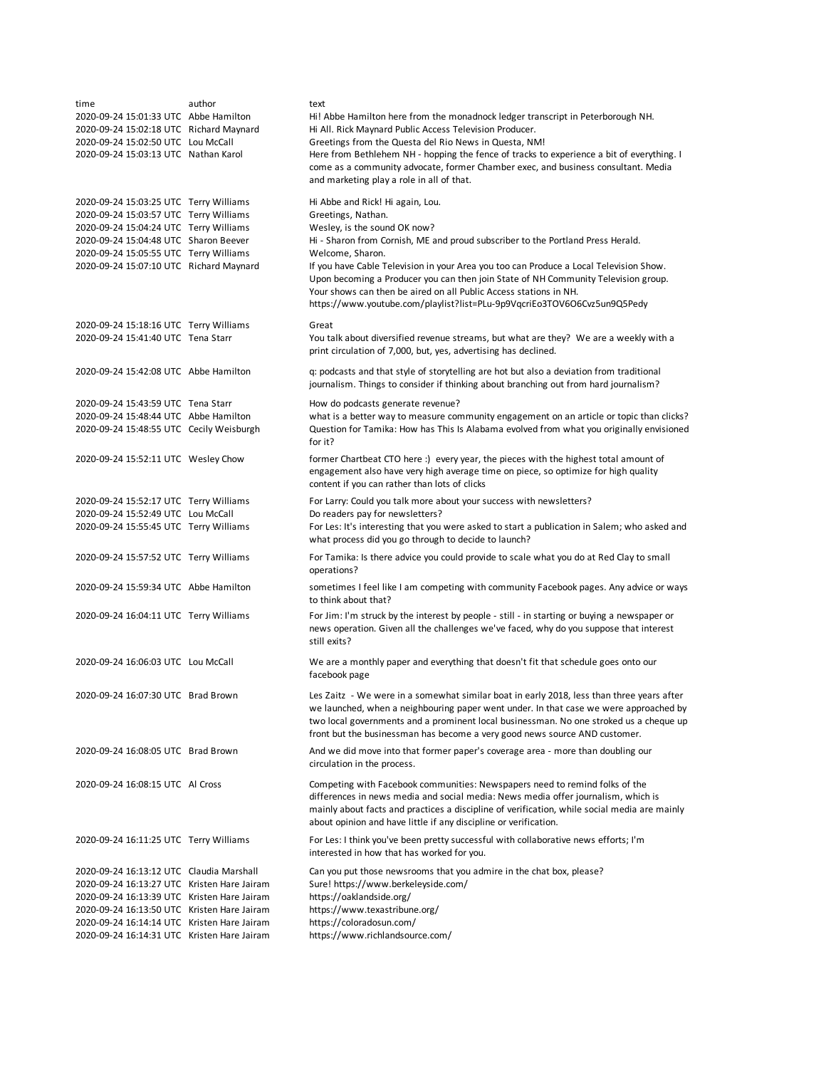| time | author | text |
|---|---|---|
| 2020-09-24 15:01:33 UTC | Abbe Hamilton | Hi! Abbe Hamilton here from the monadnock ledger transcript in Peterborough NH. |
| 2020-09-24 15:02:18 UTC | Richard Maynard | Hi All. Rick Maynard Public Access Television Producer. |
| 2020-09-24 15:02:50 UTC | Lou McCall | Greetings from the Questa del Rio News in Questa, NM! |
| 2020-09-24 15:03:13 UTC | Nathan Karol | Here from Bethlehem NH - hopping the fence of tracks to experience a bit of everything. I come as a community advocate, former Chamber exec, and business consultant. Media and marketing play a role in all of that. |
| 2020-09-24 15:03:25 UTC | Terry Williams | Hi Abbe and Rick! Hi again, Lou. |
| 2020-09-24 15:03:57 UTC | Terry Williams | Greetings, Nathan. |
| 2020-09-24 15:04:24 UTC | Terry Williams | Wesley, is the sound OK now? |
| 2020-09-24 15:04:48 UTC | Sharon Beever | Hi - Sharon from Cornish, ME and proud subscriber to the Portland Press Herald. |
| 2020-09-24 15:05:55 UTC | Terry Williams | Welcome, Sharon. |
| 2020-09-24 15:07:10 UTC | Richard Maynard | If you have Cable Television in your Area you too can Produce a Local Television Show. Upon becoming a Producer you can then join State of NH Community Television group. Your shows can then be aired on all Public Access stations in NH. https://www.youtube.com/playlist?list=PLu-9p9VqcriEo3TOV6O6Cvz5un9Q5Pedy |
| 2020-09-24 15:18:16 UTC | Terry Williams | Great |
| 2020-09-24 15:41:40 UTC | Tena Starr | You talk about diversified revenue streams, but what are they? We are a weekly with a print circulation of 7,000, but, yes, advertising has declined. |
| 2020-09-24 15:42:08 UTC | Abbe Hamilton | q: podcasts and that style of storytelling are hot but also a deviation from traditional journalism. Things to consider if thinking about branching out from hard journalism? |
| 2020-09-24 15:43:59 UTC | Tena Starr | How do podcasts generate revenue? |
| 2020-09-24 15:48:44 UTC | Abbe Hamilton | what is a better way to measure community engagement on an article or topic than clicks? |
| 2020-09-24 15:48:55 UTC | Cecily Weisburgh | Question for Tamika: How has This Is Alabama evolved from what you originally envisioned for it? |
| 2020-09-24 15:52:11 UTC | Wesley Chow | former Chartbeat CTO here :) every year, the pieces with the highest total amount of engagement also have very high average time on piece, so optimize for high quality content if you can rather than lots of clicks |
| 2020-09-24 15:52:17 UTC | Terry Williams | For Larry: Could you talk more about your success with newsletters? |
| 2020-09-24 15:52:49 UTC | Lou McCall | Do readers pay for newsletters? |
| 2020-09-24 15:55:45 UTC | Terry Williams | For Les: It's interesting that you were asked to start a publication in Salem; who asked and what process did you go through to decide to launch? |
| 2020-09-24 15:57:52 UTC | Terry Williams | For Tamika: Is there advice you could provide to scale what you do at Red Clay to small operations? |
| 2020-09-24 15:59:34 UTC | Abbe Hamilton | sometimes I feel like I am competing with community Facebook pages. Any advice or ways to think about that? |
| 2020-09-24 16:04:11 UTC | Terry Williams | For Jim: I'm struck by the interest by people - still - in starting or buying a newspaper or news operation. Given all the challenges we've faced, why do you suppose that interest still exits? |
| 2020-09-24 16:06:03 UTC | Lou McCall | We are a monthly paper and everything that doesn't fit that schedule goes onto our facebook page |
| 2020-09-24 16:07:30 UTC | Brad Brown | Les Zaitz - We were in a somewhat similar boat in early 2018, less than three years after we launched, when a neighbouring paper went under. In that case we were approached by two local governments and a prominent local businessman. No one stroked us a cheque up front but the businessman has become a very good news source AND customer. |
| 2020-09-24 16:08:05 UTC | Brad Brown | And we did move into that former paper's coverage area - more than doubling our circulation in the process. |
| 2020-09-24 16:08:15 UTC | Al Cross | Competing with Facebook communities: Newspapers need to remind folks of the differences in news media and social media: News media offer journalism, which is mainly about facts and practices a discipline of verification, while social media are mainly about opinion and have little if any discipline or verification. |
| 2020-09-24 16:11:25 UTC | Terry Williams | For Les: I think you've been pretty successful with collaborative news efforts; I'm interested in how that has worked for you. |
| 2020-09-24 16:13:12 UTC | Claudia Marshall | Can you put those newsrooms that you admire in the chat box, please? |
| 2020-09-24 16:13:27 UTC | Kristen Hare Jairam | Sure! https://www.berkeleyside.com/ |
| 2020-09-24 16:13:39 UTC | Kristen Hare Jairam | https://oaklandside.org/ |
| 2020-09-24 16:13:50 UTC | Kristen Hare Jairam | https://www.texastribune.org/ |
| 2020-09-24 16:14:14 UTC | Kristen Hare Jairam | https://coloradosun.com/ |
| 2020-09-24 16:14:31 UTC | Kristen Hare Jairam | https://www.richlandsource.com/ |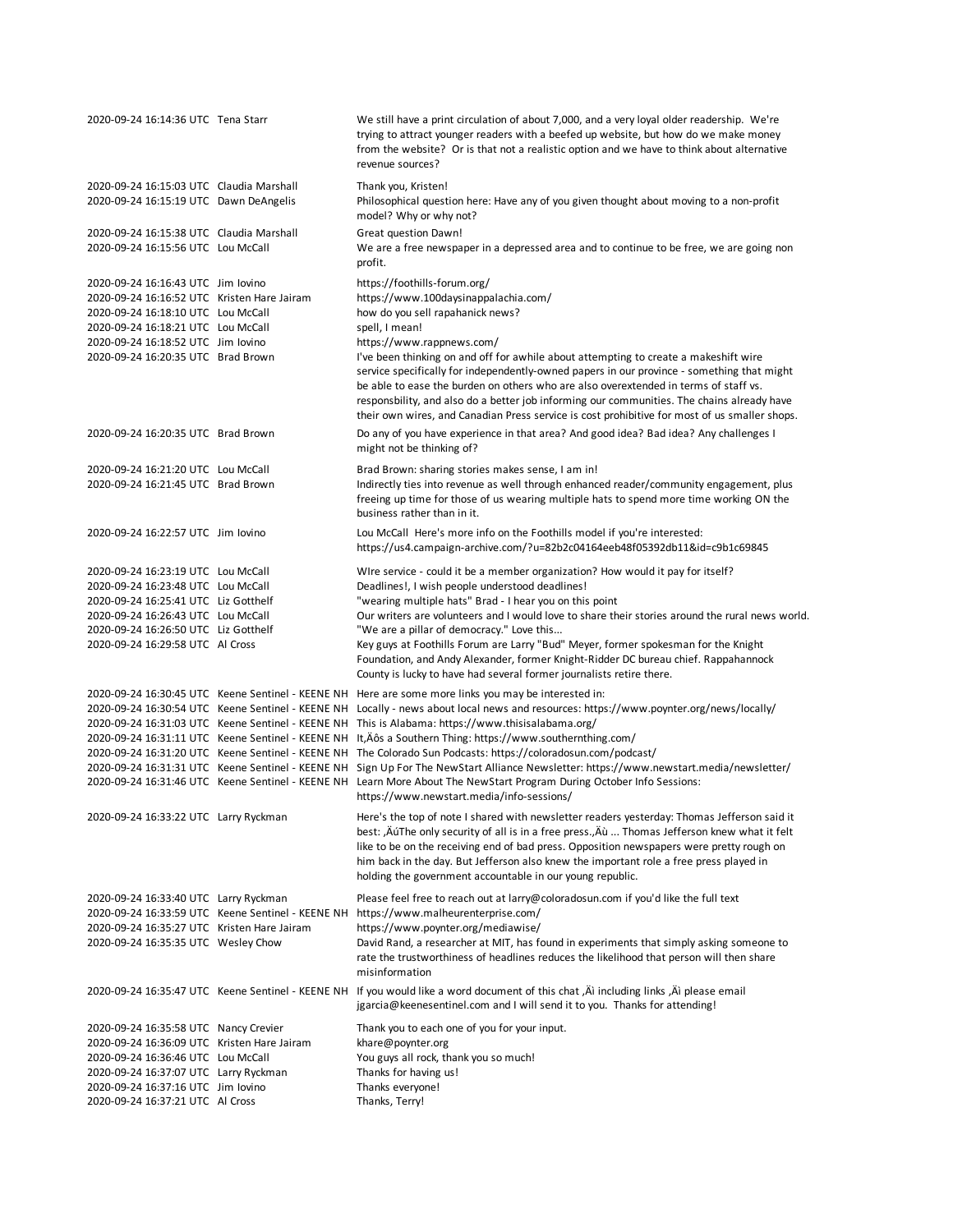| | | |
|---|---|---|
| 2020-09-24 16:14:36 UTC | Tena Starr | We still have a print circulation of about 7,000, and a very loyal older readership. We're trying to attract younger readers with a beefed up website, but how do we make money from the website? Or is that not a realistic option and we have to think about alternative revenue sources? |
| 2020-09-24 16:15:03 UTC | Claudia Marshall | Thank you, Kristen! |
| 2020-09-24 16:15:19 UTC | Dawn DeAngelis | Philosophical question here: Have any of you given thought about moving to a non-profit model? Why or why not? |
| 2020-09-24 16:15:38 UTC | Claudia Marshall | Great question Dawn! |
| 2020-09-24 16:15:56 UTC | Lou McCall | We are a free newspaper in a depressed area and to continue to be free, we are going non profit. |
| 2020-09-24 16:16:43 UTC | Jim Iovino | https://foothills-forum.org/ |
| 2020-09-24 16:16:52 UTC | Kristen Hare Jairam | https://www.100daysinappalachia.com/ |
| 2020-09-24 16:18:10 UTC | Lou McCall | how do you sell rapahanick news? |
| 2020-09-24 16:18:21 UTC | Lou McCall | spell, I mean! |
| 2020-09-24 16:18:52 UTC | Jim Iovino | https://www.rappnews.com/ |
| 2020-09-24 16:20:35 UTC | Brad Brown | I've been thinking on and off for awhile about attempting to create a makeshift wire service specifically for independently-owned papers in our province - something that might be able to ease the burden on others who are also overextended in terms of staff vs. responsbility, and also do a better job informing our communities. The chains already have their own wires, and Canadian Press service is cost prohibitive for most of us smaller shops. |
| 2020-09-24 16:20:35 UTC | Brad Brown | Do any of you have experience in that area? And good idea? Bad idea? Any challenges I might not be thinking of? |
| 2020-09-24 16:21:20 UTC | Lou McCall | Brad Brown: sharing stories makes sense, I am in! |
| 2020-09-24 16:21:45 UTC | Brad Brown | Indirectly ties into revenue as well through enhanced reader/community engagement, plus freeing up time for those of us wearing multiple hats to spend more time working ON the business rather than in it. |
| 2020-09-24 16:22:57 UTC | Jim Iovino | Lou McCall Here's more info on the Foothills model if you're interested: https://us4.campaign-archive.com/?u=82b2c04164eeb48f05392db11&id=c9b1c69845 |
| 2020-09-24 16:23:19 UTC | Lou McCall | WIre service - could it be a member organization? How would it pay for itself? |
| 2020-09-24 16:23:48 UTC | Lou McCall | Deadlines!, I wish people understood deadlines! |
| 2020-09-24 16:25:41 UTC | Liz Gotthelf | "wearing multiple hats" Brad - I hear you on this point |
| 2020-09-24 16:26:43 UTC | Lou McCall | Our writers are volunteers and I would love to share their stories around the rural news world. |
| 2020-09-24 16:26:50 UTC | Liz Gotthelf | "We are a pillar of democracy." Love this... |
| 2020-09-24 16:29:58 UTC | Al Cross | Key guys at Foothills Forum are Larry "Bud" Meyer, former spokesman for the Knight Foundation, and Andy Alexander, former Knight-Ridder DC bureau chief. Rappahannock County is lucky to have had several former journalists retire there. |
| 2020-09-24 16:30:45 UTC | Keene Sentinel - KEENE NH | Here are some more links you may be interested in: |
| 2020-09-24 16:30:54 UTC | Keene Sentinel - KEENE NH | Locally - news about local news and resources: https://www.poynter.org/news/locally/ |
| 2020-09-24 16:31:03 UTC | Keene Sentinel - KEENE NH | This is Alabama: https://www.thisisalabama.org/ |
| 2020-09-24 16:31:11 UTC | Keene Sentinel - KEENE NH | It‚Äôs a Southern Thing: https://www.southernthing.com/ |
| 2020-09-24 16:31:20 UTC | Keene Sentinel - KEENE NH | The Colorado Sun Podcasts: https://coloradosun.com/podcast/ |
| 2020-09-24 16:31:31 UTC | Keene Sentinel - KEENE NH | Sign Up For The NewStart Alliance Newsletter: https://www.newstart.media/newsletter/ |
| 2020-09-24 16:31:46 UTC | Keene Sentinel - KEENE NH | Learn More About The NewStart Program During October Info Sessions: https://www.newstart.media/info-sessions/ |
| 2020-09-24 16:33:22 UTC | Larry Ryckman | Here's the top of note I shared with newsletter readers yesterday: Thomas Jefferson said it best: ‚ÄúThe only security of all is in a free press.‚Äù ... Thomas Jefferson knew what it felt like to be on the receiving end of bad press. Opposition newspapers were pretty rough on him back in the day. But Jefferson also knew the important role a free press played in holding the government accountable in our young republic. |
| 2020-09-24 16:33:40 UTC | Larry Ryckman | Please feel free to reach out at larry@coloradosun.com if you'd like the full text |
| 2020-09-24 16:33:59 UTC | Keene Sentinel - KEENE NH | https://www.malheurenterprise.com/ |
| 2020-09-24 16:35:27 UTC | Kristen Hare Jairam | https://www.poynter.org/mediawise/ |
| 2020-09-24 16:35:35 UTC | Wesley Chow | David Rand, a researcher at MIT, has found in experiments that simply asking someone to rate the trustworthiness of headlines reduces the likelihood that person will then share misinformation |
| 2020-09-24 16:35:47 UTC | Keene Sentinel - KEENE NH | If you would like a word document of this chat ‚Äì including links ‚Äì please email jgarcia@keenesentinel.com and I will send it to you. Thanks for attending! |
| 2020-09-24 16:35:58 UTC | Nancy Crevier | Thank you to each one of you for your input. |
| 2020-09-24 16:36:09 UTC | Kristen Hare Jairam | khare@poynter.org |
| 2020-09-24 16:36:46 UTC | Lou McCall | You guys all rock, thank you so much! |
| 2020-09-24 16:37:07 UTC | Larry Ryckman | Thanks for having us! |
| 2020-09-24 16:37:16 UTC | Jim Iovino | Thanks everyone! |
| 2020-09-24 16:37:21 UTC | Al Cross | Thanks, Terry! |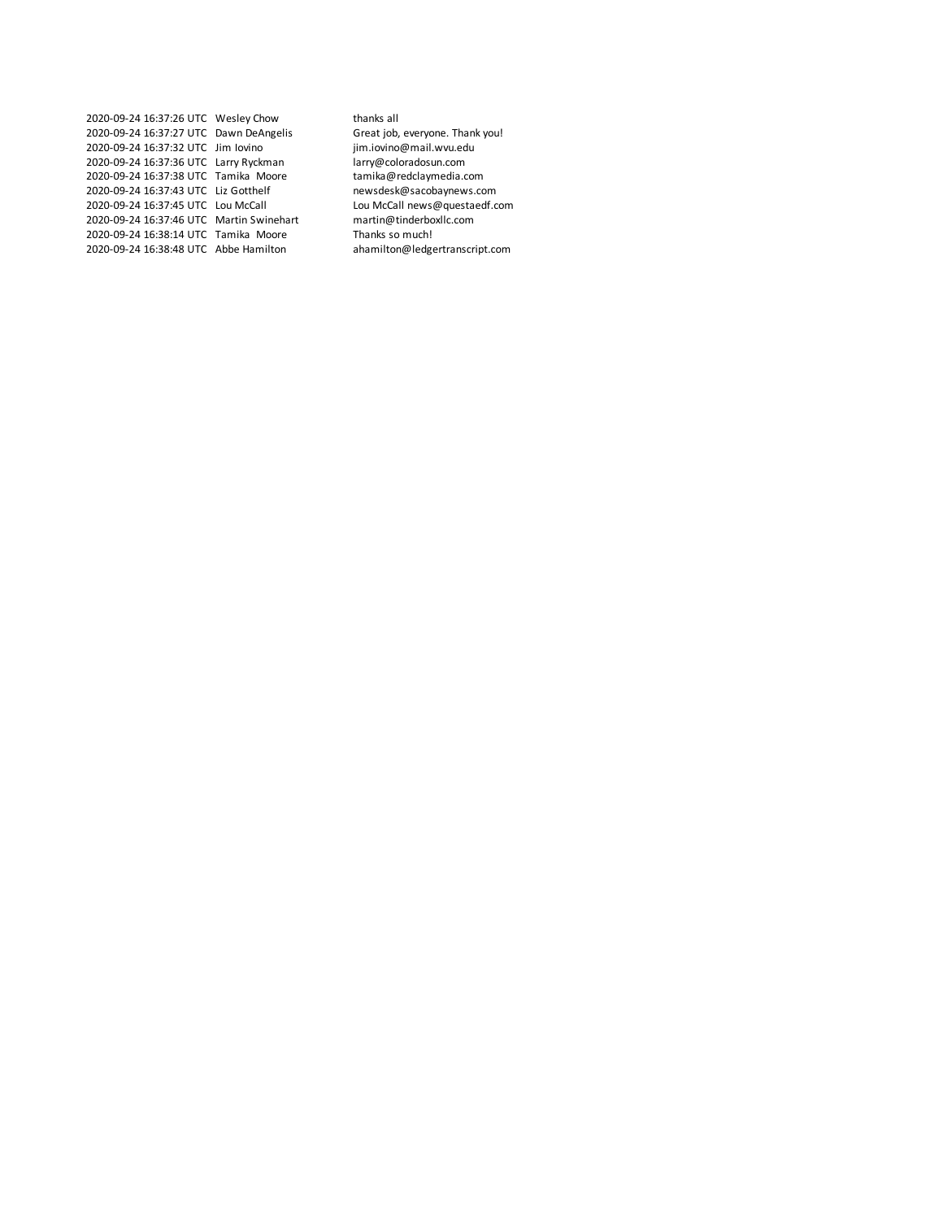| | | |
|---|---|---|
| 2020-09-24 16:37:26 UTC | Wesley Chow | thanks all |
| 2020-09-24 16:37:27 UTC | Dawn DeAngelis | Great job, everyone. Thank you! |
| 2020-09-24 16:37:32 UTC | Jim Iovino | jim.iovino@mail.wvu.edu |
| 2020-09-24 16:37:36 UTC | Larry Ryckman | larry@coloradosun.com |
| 2020-09-24 16:37:38 UTC | Tamika Moore | tamika@redclaymedia.com |
| 2020-09-24 16:37:43 UTC | Liz Gotthelf | newsdesk@sacobaynews.com |
| 2020-09-24 16:37:45 UTC | Lou McCall | Lou McCall news@questaedf.com |
| 2020-09-24 16:37:46 UTC | Martin Swinehart | martin@tinderboxllc.com |
| 2020-09-24 16:38:14 UTC | Tamika Moore | Thanks so much! |
| 2020-09-24 16:38:48 UTC | Abbe Hamilton | ahamilton@ledgertranscript.com |